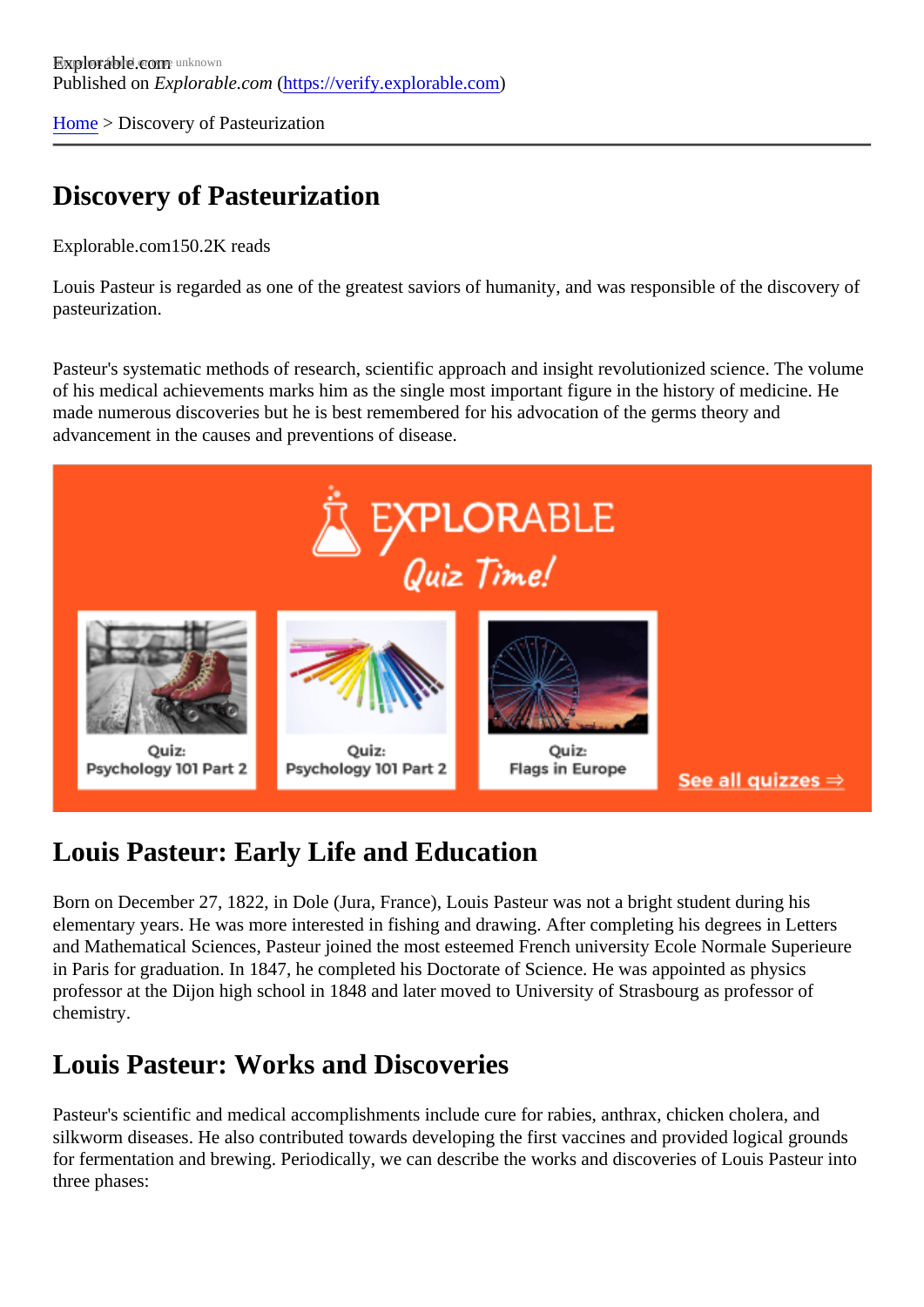Published on *Explorable.com* (https://verify.explorable.com)

Home > Discovery of Pasteurization

# Discovery of Pasteurization

Explorable.com150.2K reads

Louis Pasteur is regarded as one of the greatest saviors of humanity, and was responsible of the discovery of pasteurization.

Pasteur's systematic methods of research, scientific approach and insight revolutionized science. The volume of his medical achievements marks him as the single most important figure in the history of medicine. He made numerous discoveries but he is best remembered for his advocation of the germs theory and advancement in the causes and preventions of disease.

## Louis Pasteur: Early Life and Education

Born on December 27, 1822, in Dole (Jura, France), Louis Pasteur was not a bright student during his elementary years. He was more interested in fishing and drawing. After completing his degrees in Letters and Mathematical Sciences, Pasteur joined the most esteemed French university Ecole Normale Superieure in Paris for graduation. In 1847, he completed his Doctorate of Science. He was appointed as physics professor at the Dijon high school in 1848 and later moved to University of Strasbourg as professor of chemistry.

## Louis Pasteur: Works and Discoveries

Pasteur's scientific and medical accomplishments include cure for rabies, anthrax, chicken cholera, and silkworm diseases. He also contributed towards developing the first vaccines and provided logical grounds for fermentation and brewing. Periodically, we can describe the works and discoveries of Louis Pasteur into three phases: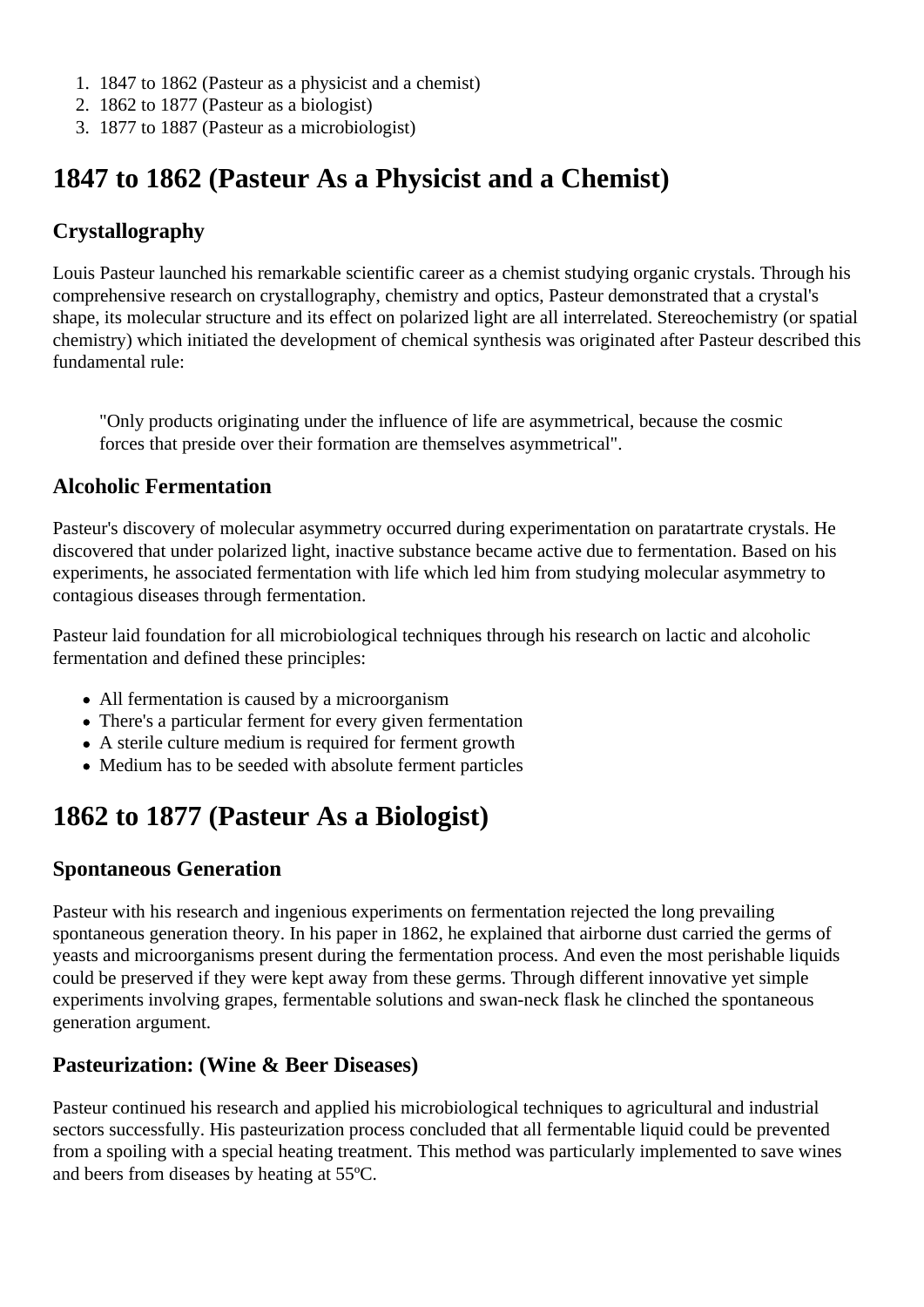1. 1847 to 1862 (Pasteur as a physicist and a chemist)
2. 1862 to 1877 (Pasteur as a biologist)
3. 1877 to 1887 (Pasteur as a microbiologist)

# 1847 to 1862 (Pasteur As a Physicist and a Chemist)

## Crystallography

Louis Pasteur launched his remarkable scientific career as a chemist studying organic crystals. Through his comprehensive research on crystallography, chemistry and optics, Pasteur demonstrated that a crystal's shape, its molecular structure and its effect on polarized light are all interrelated. Stereochemistry (or spatial chemistry) which initiated the development of chemical synthesis was originated after Pasteur described this fundamental rule:

> "Only products originating under the influence of life are asymmetrical, because the cosmic forces that preside over their formation are themselves asymmetrical".

## Alcoholic Fermentation

Pasteur's discovery of molecular asymmetry occurred during experimentation on paratartrate crystals. He discovered that under polarized light, inactive substance became active due to fermentation. Based on his experiments, he associated fermentation with life which led him from studying molecular asymmetry to contagious diseases through fermentation.

Pasteur laid foundation for all microbiological techniques through his research on lactic and alcoholic fermentation and defined these principles:

- All fermentation is caused by a microorganism
- There's a particular ferment for every given fermentation
- A sterile culture medium is required for ferment growth
- Medium has to be seeded with absolute ferment particles

# 1862 to 1877 (Pasteur As a Biologist)

## Spontaneous Generation

Pasteur with his research and ingenious experiments on fermentation rejected the long prevailing spontaneous generation theory. In his paper in 1862, he explained that airborne dust carried the germs of yeasts and microorganisms present during the fermentation process. And even the most perishable liquids could be preserved if they were kept away from these germs. Through different innovative yet simple experiments involving grapes, fermentable solutions and swan-neck flask he clinched the spontaneous generation argument.

## Pasteurization: (Wine & Beer Diseases)

Pasteur continued his research and applied his microbiological techniques to agricultural and industrial sectors successfully. His pasteurization process concluded that all fermentable liquid could be prevented from a spoiling with a special heating treatment. This method was particularly implemented to save wines and beers from diseases by heating at 55ºC.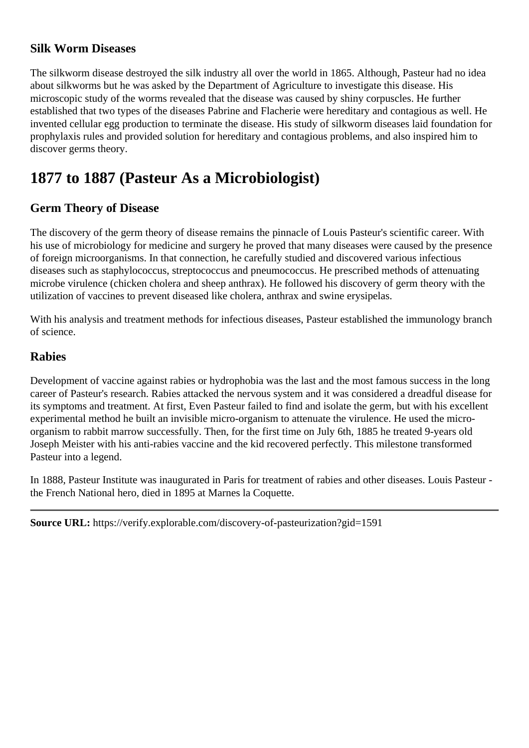### Silk Worm Diseases

The silkworm disease destroyed the silk industry all over the world in 1865. Although, Pasteur had no idea about silkworms but he was asked by the Department of Agriculture to investigate this disease. His microscopic study of the worms revealed that the disease was caused by shiny corpuscles. He further established that two types of the diseases Pabrine and Flacherie were hereditary and contagious as well. He invented cellular egg production to terminate the disease. His study of silkworm diseases laid foundation for prophylaxis rules and provided solution for hereditary and contagious problems, and also inspired him to discover germs theory.

## 1877 to 1887 (Pasteur As a Microbiologist)

### Germ Theory of Disease

The discovery of the germ theory of disease remains the pinnacle of Louis Pasteur's scientific career. With his use of microbiology for medicine and surgery he proved that many diseases were caused by the presence of foreign microorganisms. In that connection, he carefully studied and discovered various infectious diseases such as staphylococcus, streptococcus and pneumococcus. He prescribed methods of attenuating microbe virulence (chicken cholera and sheep anthrax). He followed his discovery of germ theory with the utilization of vaccines to prevent diseased like cholera, anthrax and swine erysipelas.

With his analysis and treatment methods for infectious diseases, Pasteur established the immunology branch of science.

### Rabies

Development of vaccine against rabies or hydrophobia was the last and the most famous success in the long career of Pasteur's research. Rabies attacked the nervous system and it was considered a dreadful disease for its symptoms and treatment. At first, Even Pasteur failed to find and isolate the germ, but with his excellent experimental method he built an invisible micro-organism to attenuate the virulence. He used the micro-organism to rabbit marrow successfully. Then, for the first time on July 6th, 1885 he treated 9-years old Joseph Meister with his anti-rabies vaccine and the kid recovered perfectly. This milestone transformed Pasteur into a legend.

In 1888, Pasteur Institute was inaugurated in Paris for treatment of rabies and other diseases. Louis Pasteur - the French National hero, died in 1895 at Marnes la Coquette.

---

**Source URL:** https://verify.explorable.com/discovery-of-pasteurization?gid=1591